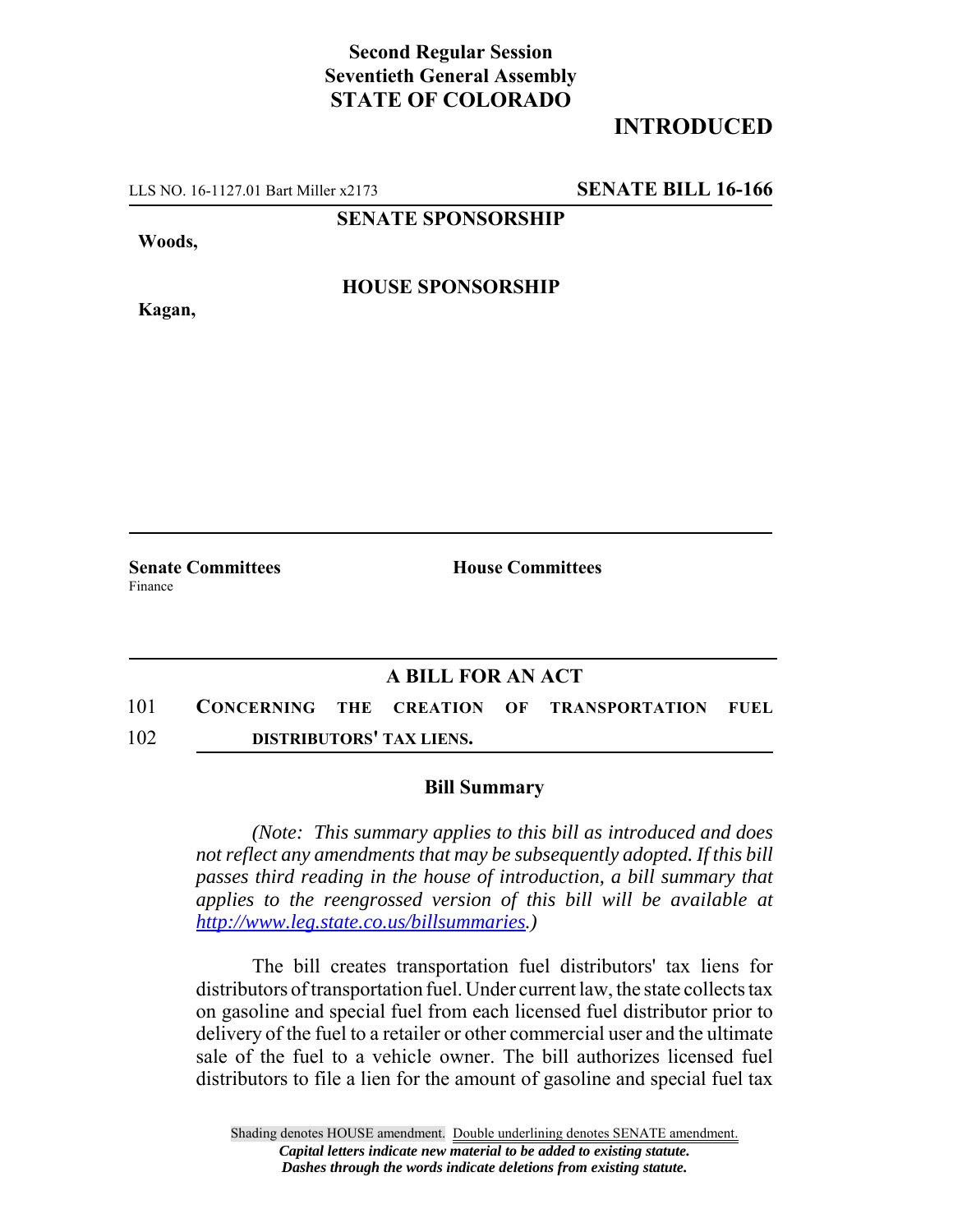**Second Regular Session**
**Seventieth General Assembly**
**STATE OF COLORADO**

## INTRODUCED

LLS NO. 16-1127.01 Bart Miller x2173 **SENATE BILL 16-166**

**SENATE SPONSORSHIP**

**Woods,**

**HOUSE SPONSORSHIP**

**Kagan,**

**Senate Committees**
Finance

**House Committees**

### A BILL FOR AN ACT

101 **CONCERNING THE CREATION OF TRANSPORTATION FUEL**
102 **DISTRIBUTORS' TAX LIENS.**

### Bill Summary

*(Note: This summary applies to this bill as introduced and does not reflect any amendments that may be subsequently adopted. If this bill passes third reading in the house of introduction, a bill summary that applies to the reengrossed version of this bill will be available at http://www.leg.state.co.us/billsummaries.)*

The bill creates transportation fuel distributors' tax liens for distributors of transportation fuel. Under current law, the state collects tax on gasoline and special fuel from each licensed fuel distributor prior to delivery of the fuel to a retailer or other commercial user and the ultimate sale of the fuel to a vehicle owner. The bill authorizes licensed fuel distributors to file a lien for the amount of gasoline and special fuel tax

Shading denotes HOUSE amendment. Double underlining denotes SENATE amendment.
*Capital letters indicate new material to be added to existing statute.*
*Dashes through the words indicate deletions from existing statute.*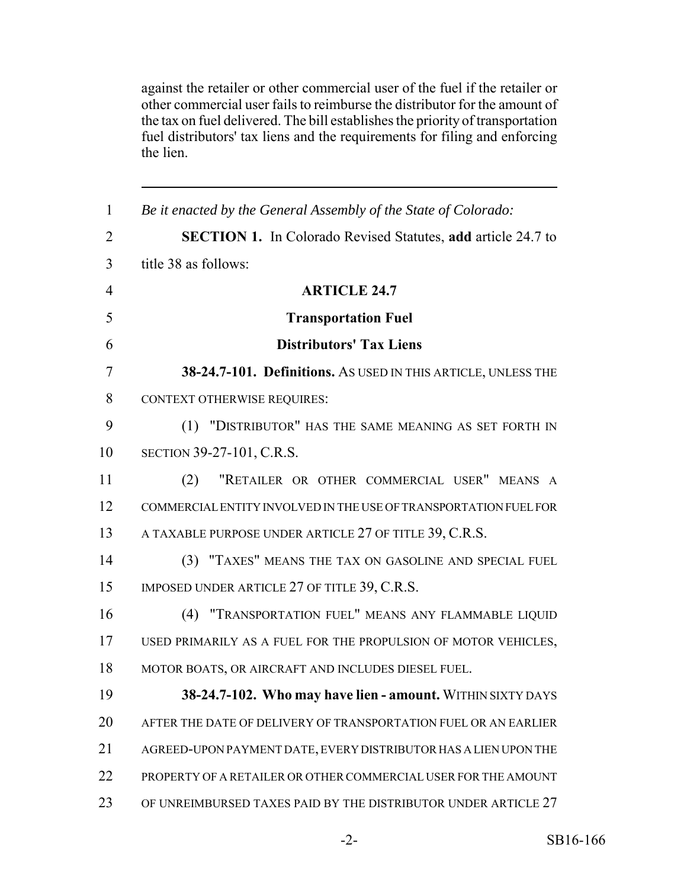against the retailer or other commercial user of the fuel if the retailer or other commercial user fails to reimburse the distributor for the amount of the tax on fuel delivered. The bill establishes the priority of transportation fuel distributors' tax liens and the requirements for filing and enforcing the lien.

---

*Be it enacted by the General Assembly of the State of Colorado:*

**SECTION 1.** In Colorado Revised Statutes, **add** article 24.7 to title 38 as follows:

**ARTICLE 24.7**

**Transportation Fuel**

**Distributors' Tax Liens**

**38-24.7-101. Definitions.** AS USED IN THIS ARTICLE, UNLESS THE CONTEXT OTHERWISE REQUIRES:

(1) "DISTRIBUTOR" HAS THE SAME MEANING AS SET FORTH IN SECTION 39-27-101, C.R.S.

(2) "RETAILER OR OTHER COMMERCIAL USER" MEANS A COMMERCIAL ENTITY INVOLVED IN THE USE OF TRANSPORTATION FUEL FOR A TAXABLE PURPOSE UNDER ARTICLE 27 OF TITLE 39, C.R.S.

(3) "TAXES" MEANS THE TAX ON GASOLINE AND SPECIAL FUEL IMPOSED UNDER ARTICLE 27 OF TITLE 39, C.R.S.

(4) "TRANSPORTATION FUEL" MEANS ANY FLAMMABLE LIQUID USED PRIMARILY AS A FUEL FOR THE PROPULSION OF MOTOR VEHICLES, MOTOR BOATS, OR AIRCRAFT AND INCLUDES DIESEL FUEL.

**38-24.7-102. Who may have lien - amount.** WITHIN SIXTY DAYS AFTER THE DATE OF DELIVERY OF TRANSPORTATION FUEL OR AN EARLIER AGREED-UPON PAYMENT DATE, EVERY DISTRIBUTOR HAS A LIEN UPON THE PROPERTY OF A RETAILER OR OTHER COMMERCIAL USER FOR THE AMOUNT OF UNREIMBURSED TAXES PAID BY THE DISTRIBUTOR UNDER ARTICLE 27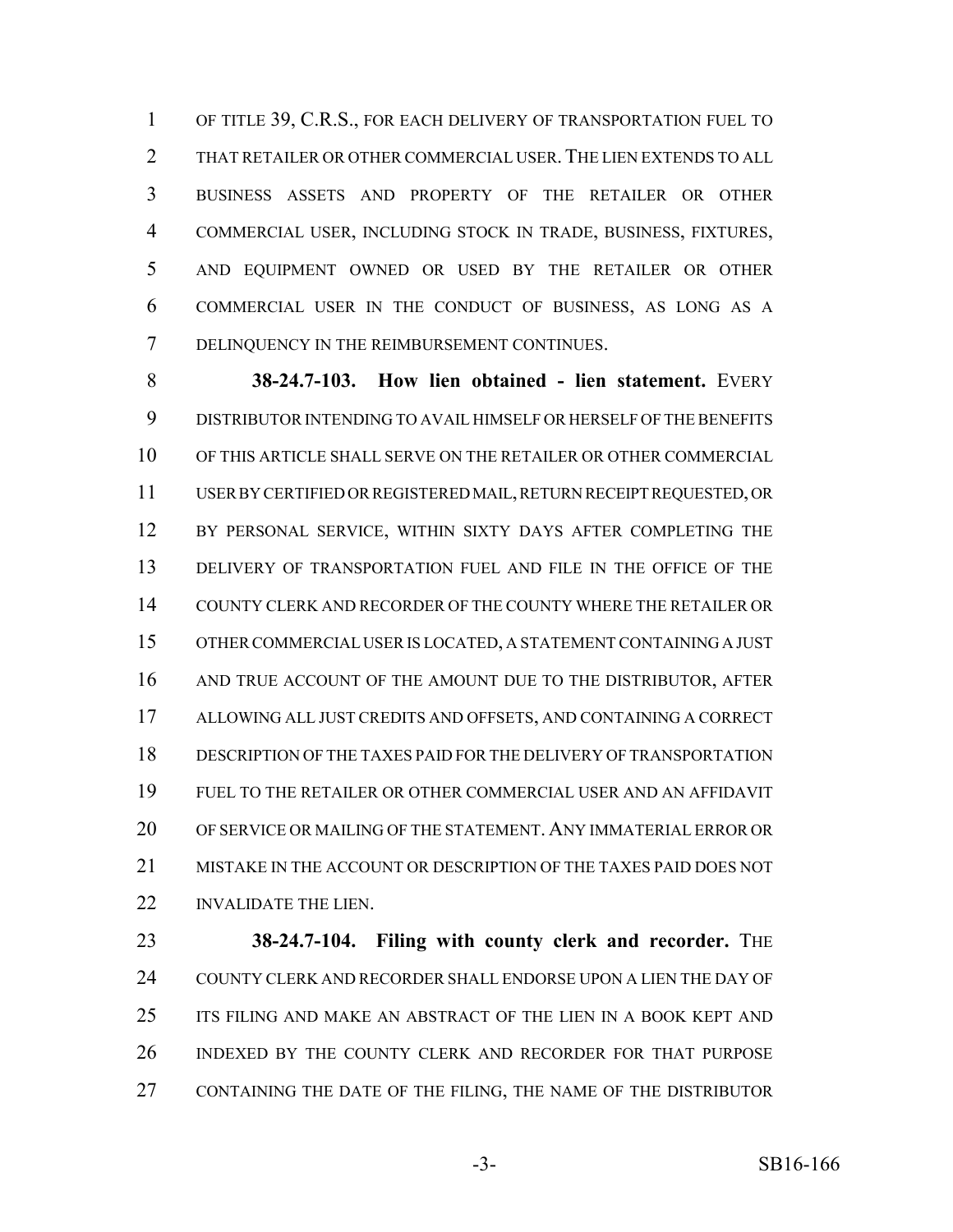OF TITLE 39, C.R.S., FOR EACH DELIVERY OF TRANSPORTATION FUEL TO THAT RETAILER OR OTHER COMMERCIAL USER. THE LIEN EXTENDS TO ALL BUSINESS ASSETS AND PROPERTY OF THE RETAILER OR OTHER COMMERCIAL USER, INCLUDING STOCK IN TRADE, BUSINESS, FIXTURES, AND EQUIPMENT OWNED OR USED BY THE RETAILER OR OTHER COMMERCIAL USER IN THE CONDUCT OF BUSINESS, AS LONG AS A DELINQUENCY IN THE REIMBURSEMENT CONTINUES.

**38-24.7-103. How lien obtained - lien statement.** EVERY DISTRIBUTOR INTENDING TO AVAIL HIMSELF OR HERSELF OF THE BENEFITS OF THIS ARTICLE SHALL SERVE ON THE RETAILER OR OTHER COMMERCIAL USER BY CERTIFIED OR REGISTERED MAIL, RETURN RECEIPT REQUESTED, OR BY PERSONAL SERVICE, WITHIN SIXTY DAYS AFTER COMPLETING THE DELIVERY OF TRANSPORTATION FUEL AND FILE IN THE OFFICE OF THE COUNTY CLERK AND RECORDER OF THE COUNTY WHERE THE RETAILER OR OTHER COMMERCIAL USER IS LOCATED, A STATEMENT CONTAINING A JUST AND TRUE ACCOUNT OF THE AMOUNT DUE TO THE DISTRIBUTOR, AFTER ALLOWING ALL JUST CREDITS AND OFFSETS, AND CONTAINING A CORRECT DESCRIPTION OF THE TAXES PAID FOR THE DELIVERY OF TRANSPORTATION FUEL TO THE RETAILER OR OTHER COMMERCIAL USER AND AN AFFIDAVIT OF SERVICE OR MAILING OF THE STATEMENT. ANY IMMATERIAL ERROR OR MISTAKE IN THE ACCOUNT OR DESCRIPTION OF THE TAXES PAID DOES NOT INVALIDATE THE LIEN.

**38-24.7-104. Filing with county clerk and recorder.** THE COUNTY CLERK AND RECORDER SHALL ENDORSE UPON A LIEN THE DAY OF ITS FILING AND MAKE AN ABSTRACT OF THE LIEN IN A BOOK KEPT AND INDEXED BY THE COUNTY CLERK AND RECORDER FOR THAT PURPOSE CONTAINING THE DATE OF THE FILING, THE NAME OF THE DISTRIBUTOR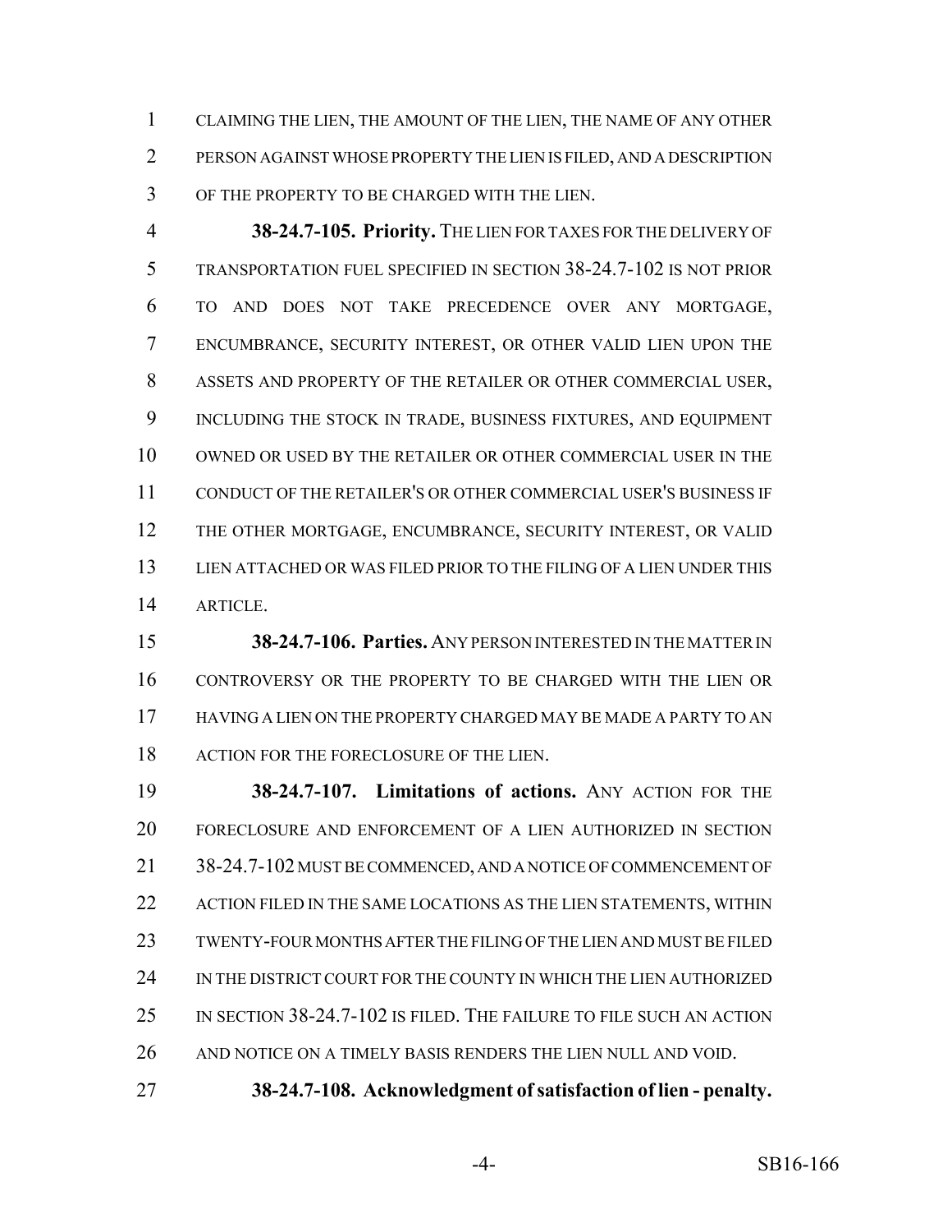CLAIMING THE LIEN, THE AMOUNT OF THE LIEN, THE NAME OF ANY OTHER PERSON AGAINST WHOSE PROPERTY THE LIEN IS FILED, AND A DESCRIPTION OF THE PROPERTY TO BE CHARGED WITH THE LIEN.

**38-24.7-105. Priority.** THE LIEN FOR TAXES FOR THE DELIVERY OF TRANSPORTATION FUEL SPECIFIED IN SECTION 38-24.7-102 IS NOT PRIOR TO AND DOES NOT TAKE PRECEDENCE OVER ANY MORTGAGE, ENCUMBRANCE, SECURITY INTEREST, OR OTHER VALID LIEN UPON THE ASSETS AND PROPERTY OF THE RETAILER OR OTHER COMMERCIAL USER, INCLUDING THE STOCK IN TRADE, BUSINESS FIXTURES, AND EQUIPMENT OWNED OR USED BY THE RETAILER OR OTHER COMMERCIAL USER IN THE CONDUCT OF THE RETAILER'S OR OTHER COMMERCIAL USER'S BUSINESS IF THE OTHER MORTGAGE, ENCUMBRANCE, SECURITY INTEREST, OR VALID LIEN ATTACHED OR WAS FILED PRIOR TO THE FILING OF A LIEN UNDER THIS ARTICLE.

**38-24.7-106. Parties.** ANY PERSON INTERESTED IN THE MATTER IN CONTROVERSY OR THE PROPERTY TO BE CHARGED WITH THE LIEN OR HAVING A LIEN ON THE PROPERTY CHARGED MAY BE MADE A PARTY TO AN ACTION FOR THE FORECLOSURE OF THE LIEN.

**38-24.7-107. Limitations of actions.** ANY ACTION FOR THE FORECLOSURE AND ENFORCEMENT OF A LIEN AUTHORIZED IN SECTION 38-24.7-102 MUST BE COMMENCED, AND A NOTICE OF COMMENCEMENT OF ACTION FILED IN THE SAME LOCATIONS AS THE LIEN STATEMENTS, WITHIN TWENTY-FOUR MONTHS AFTER THE FILING OF THE LIEN AND MUST BE FILED IN THE DISTRICT COURT FOR THE COUNTY IN WHICH THE LIEN AUTHORIZED IN SECTION 38-24.7-102 IS FILED. THE FAILURE TO FILE SUCH AN ACTION AND NOTICE ON A TIMELY BASIS RENDERS THE LIEN NULL AND VOID.

**38-24.7-108. Acknowledgment of satisfaction of lien - penalty.**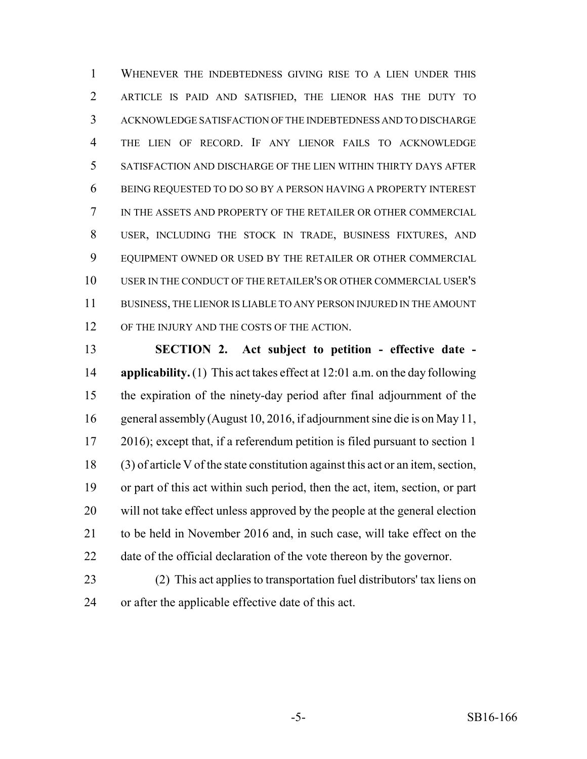WHENEVER THE INDEBTEDNESS GIVING RISE TO A LIEN UNDER THIS ARTICLE IS PAID AND SATISFIED, THE LIENOR HAS THE DUTY TO ACKNOWLEDGE SATISFACTION OF THE INDEBTEDNESS AND TO DISCHARGE THE LIEN OF RECORD. IF ANY LIENOR FAILS TO ACKNOWLEDGE SATISFACTION AND DISCHARGE OF THE LIEN WITHIN THIRTY DAYS AFTER BEING REQUESTED TO DO SO BY A PERSON HAVING A PROPERTY INTEREST IN THE ASSETS AND PROPERTY OF THE RETAILER OR OTHER COMMERCIAL USER, INCLUDING THE STOCK IN TRADE, BUSINESS FIXTURES, AND EQUIPMENT OWNED OR USED BY THE RETAILER OR OTHER COMMERCIAL USER IN THE CONDUCT OF THE RETAILER'S OR OTHER COMMERCIAL USER'S BUSINESS, THE LIENOR IS LIABLE TO ANY PERSON INJURED IN THE AMOUNT OF THE INJURY AND THE COSTS OF THE ACTION.

**SECTION 2. Act subject to petition - effective date - applicability.** (1) This act takes effect at 12:01 a.m. on the day following the expiration of the ninety-day period after final adjournment of the general assembly (August 10, 2016, if adjournment sine die is on May 11, 2016); except that, if a referendum petition is filed pursuant to section 1 (3) of article V of the state constitution against this act or an item, section, or part of this act within such period, then the act, item, section, or part will not take effect unless approved by the people at the general election to be held in November 2016 and, in such case, will take effect on the date of the official declaration of the vote thereon by the governor.

(2) This act applies to transportation fuel distributors' tax liens on or after the applicable effective date of this act.